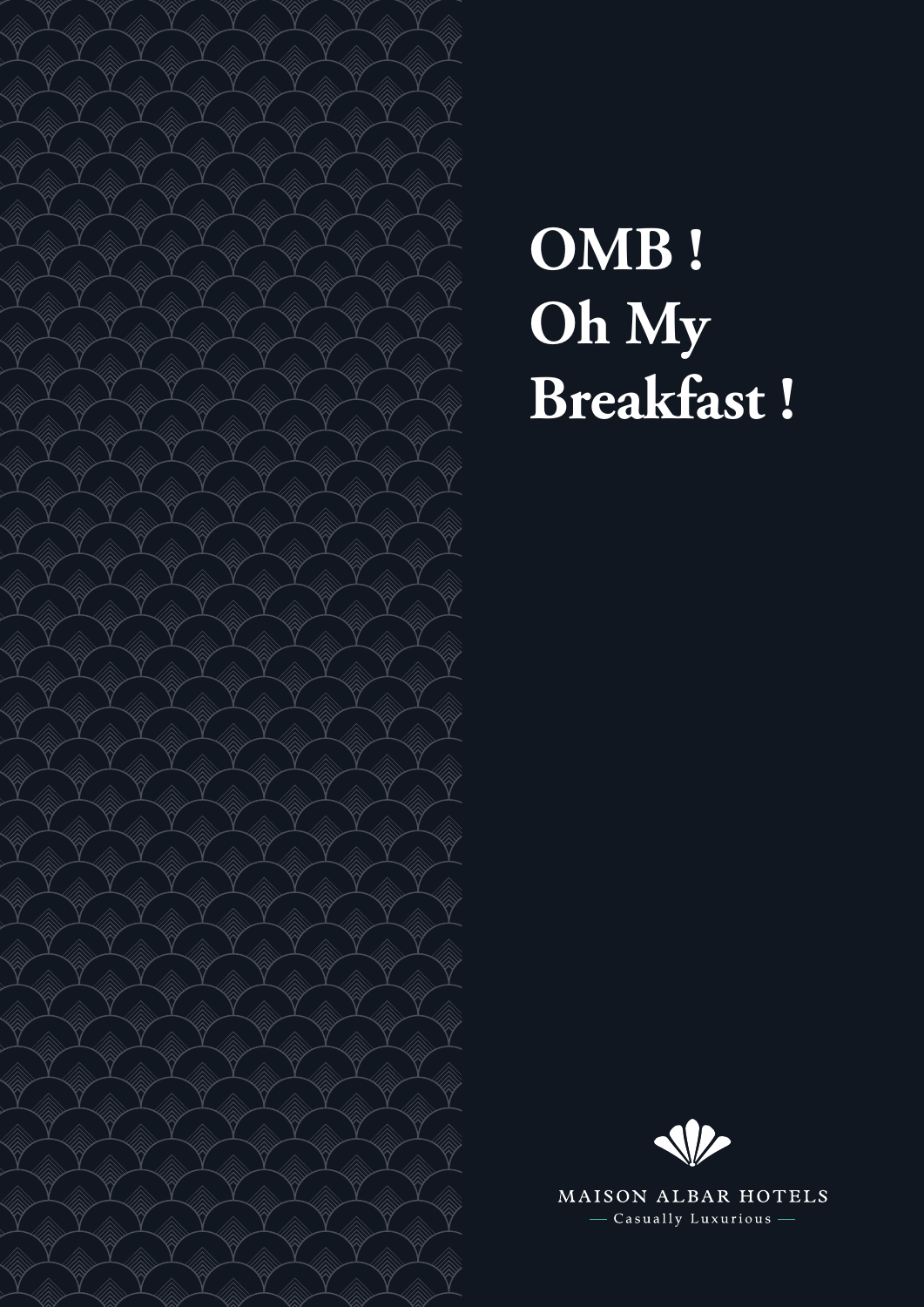# OMB ! Oh My Breakfast !

MAISON ALBAR HOTELS

— Casually Luxurious —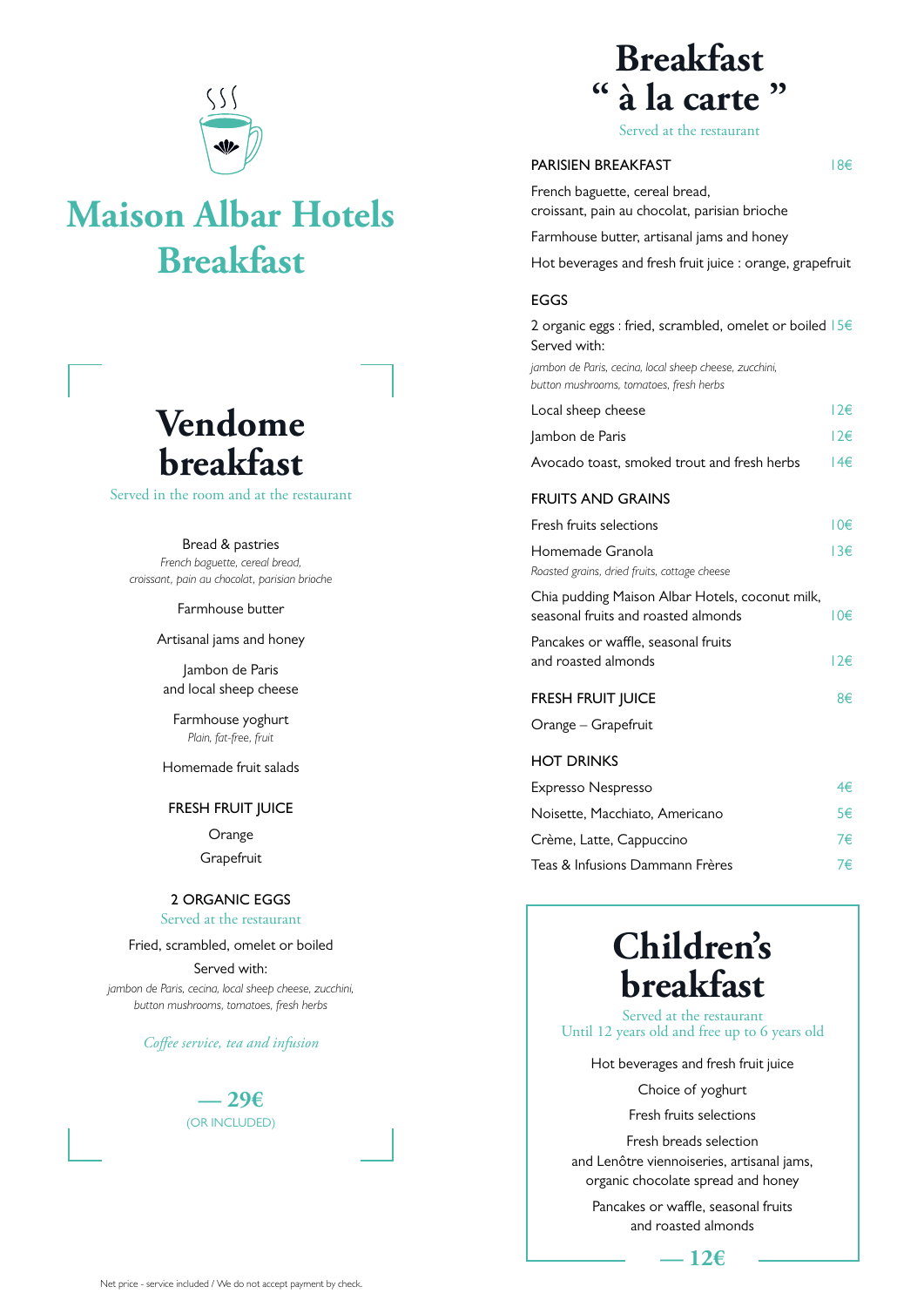# Maison Albar Hotels Breakfast

## Vendome breakfast

Served in the room and at the restaurant

Bread & pastries

*French baguette, cereal bread, croissant, pain au chocolat, parisian brioche*

Farmhouse butter

Artisanal jams and honey

Jambon de Paris and local sheep cheese

Farmhouse yoghurt

*Plain, fat-free, fruit*

Homemade fruit salads

### FRESH FRUIT JUICE

Orange

Grapefruit

### 2 ORGANIC EGGS

Served at the restaurant

Fried, scrambled, omelet or boiled

Served with:

*jambon de Paris, cecina, local sheep cheese, zucchini, button mushrooms, tomatoes, fresh herbs*

*Coffee service, tea and infusion*

**— 29€**

(OR INCLUDED)

## Breakfast “ à la carte ”

Served at the restaurant

### PARISIEN BREAKFAST — 18€

French baguette, cereal bread, croissant, pain au chocolat, parisian brioche

Farmhouse butter, artisanal jams and honey

Hot beverages and fresh fruit juice : orange, grapefruit

### EGGS

| | |
|---|---|
| 2 organic eggs : fried, scrambled, omelet or boiled<br>Served with:<br>*jambon de Paris, cecina, local sheep cheese, zucchini, button mushrooms, tomatoes, fresh herbs* | 15€ |
| Local sheep cheese | 12€ |
| Jambon de Paris | 12€ |
| Avocado toast, smoked trout and fresh herbs | 14€ |

### FRUITS AND GRAINS

| | |
|---|---|
| Fresh fruits selections | 10€ |
| Homemade Granola<br>*Roasted grains, dried fruits, cottage cheese* | 13€ |
| Chia pudding Maison Albar Hotels, coconut milk, seasonal fruits and roasted almonds | 10€ |
| Pancakes or waffle, seasonal fruits and roasted almonds | 12€ |

### FRESH FRUIT JUICE — 8€

Orange – Grapefruit

### HOT DRINKS

| | |
|---|---|
| Expresso Nespresso | 4€ |
| Noisette, Macchiato, Americano | 5€ |
| Crème, Latte, Cappuccino | 7€ |
| Teas & Infusions Dammann Frères | 7€ |

## Children’s breakfast

Served at the restaurant

Until 12 years old and free up to 6 years old

Hot beverages and fresh fruit juice

Choice of yoghurt

Fresh fruits selections

Fresh breads selection and Lenôtre viennoiseries, artisanal jams, organic chocolate spread and honey

Pancakes or waffle, seasonal fruits and roasted almonds

**— 12€**

Net price - service included / We do not accept payment by check.